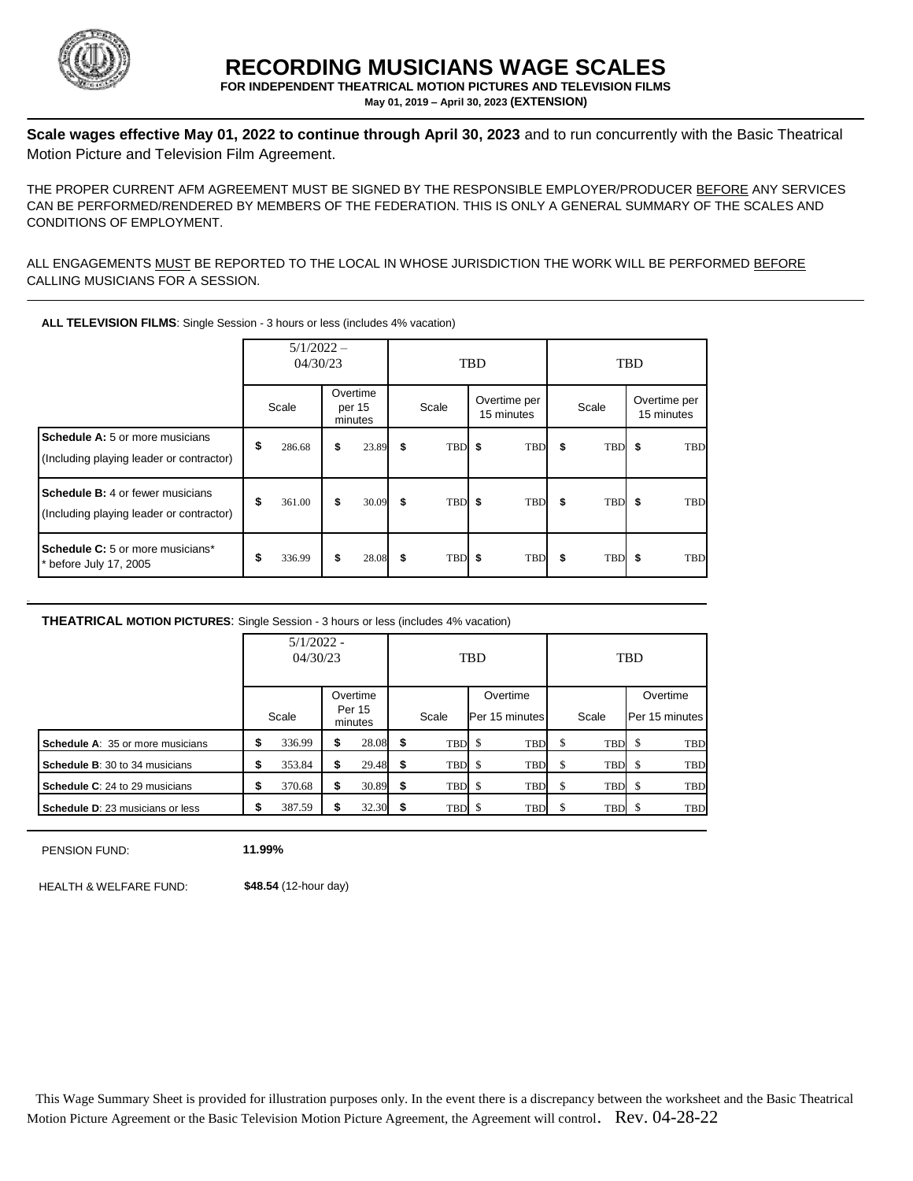# RECORDING MUSICIANS WAGE SCALES

**FOR INDEPENDENT THEATRICAL MOTION PICTURES AND TELEVISION FILMS**

**May 01, 2019 – April 30, 2023 (EXTENSION)**

**Scale wages effective May 01, 2022 to continue through April 30, 2023** and to run concurrently with the Basic Theatrical Motion Picture and Television Film Agreement.

THE PROPER CURRENT AFM AGREEMENT MUST BE SIGNED BY THE RESPONSIBLE EMPLOYER/PRODUCER BEFORE ANY SERVICES CAN BE PERFORMED/RENDERED BY MEMBERS OF THE FEDERATION. THIS IS ONLY A GENERAL SUMMARY OF THE SCALES AND CONDITIONS OF EMPLOYMENT.

ALL ENGAGEMENTS MUST BE REPORTED TO THE LOCAL IN WHOSE JURISDICTION THE WORK WILL BE PERFORMED BEFORE CALLING MUSICIANS FOR A SESSION.

**ALL TELEVISION FILMS**: Single Session - 3 hours or less (includes 4% vacation)

| | 5/1/2022 – 04/30/23 | | TBD | | TBD | |
|---|---|---|---|---|---|---|
| | Scale | Overtime per 15 minutes | Scale | Overtime per 15 minutes | Scale | Overtime per 15 minutes |
| **Schedule A:** 5 or more musicians (Including playing leader or contractor) | $ 286.68 | $ 23.89 | $ TBD | $ TBD | $ TBD | $ TBD |
| **Schedule B:** 4 or fewer musicians (Including playing leader or contractor) | $ 361.00 | $ 30.09 | $ TBD | $ TBD | $ TBD | $ TBD |
| **Schedule C:** 5 or more musicians* * before July 17, 2005 | $ 336.99 | $ 28.08 | $ TBD | $ TBD | $ TBD | $ TBD |

**THEATRICAL MOTION PICTURES**: Single Session - 3 hours or less (includes 4% vacation)

| | 5/1/2022 - 04/30/23 | | TBD | | TBD | |
|---|---|---|---|---|---|---|
| | Scale | Overtime Per 15 minutes | Scale | Overtime Per 15 minutes | Scale | Overtime Per 15 minutes |
| **Schedule A**: 35 or more musicians | $ 336.99 | $ 28.08 | $ TBD | $ TBD | $ TBD | $ TBD |
| **Schedule B**: 30 to 34 musicians | $ 353.84 | $ 29.48 | $ TBD | $ TBD | $ TBD | $ TBD |
| **Schedule C**: 24 to 29 musicians | $ 370.68 | $ 30.89 | $ TBD | $ TBD | $ TBD | $ TBD |
| **Schedule D**: 23 musicians or less | $ 387.59 | $ 32.30 | $ TBD | $ TBD | $ TBD | $ TBD |

PENSION FUND: **11.99%**

HEALTH & WELFARE FUND: **$48.54** (12-hour day)

This Wage Summary Sheet is provided for illustration purposes only. In the event there is a discrepancy between the worksheet and the Basic Theatrical Motion Picture Agreement or the Basic Television Motion Picture Agreement, the Agreement will control. Rev. 04-28-22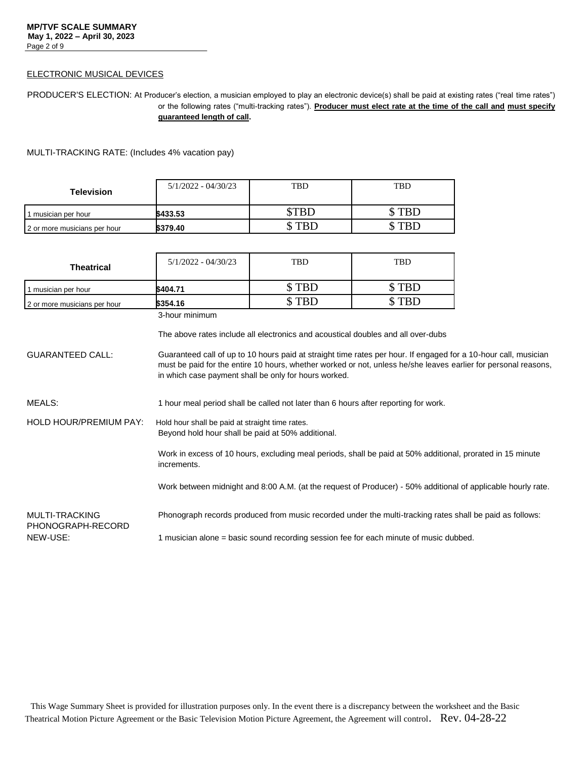## ELECTRONIC MUSICAL DEVICES

PRODUCER'S ELECTION: At Producer's election, a musician employed to play an electronic device(s) shall be paid at existing rates ("real time rates") or the following rates ("multi-tracking rates"). **Producer must elect rate at the time of the call and must specify guaranteed length of call.**

MULTI-TRACKING RATE: (Includes 4% vacation pay)

| **Television** | 5/1/2022 - 04/30/23 | TBD | TBD |
|---|---|---|---|
| 1 musician per hour | **$433.53** | $TBD | $ TBD |
| 2 or more musicians per hour | **$379.40** | $ TBD | $ TBD |

| **Theatrical** | 5/1/2022 - 04/30/23 | TBD | TBD |
|---|---|---|---|
| 1 musician per hour | **$404.71** | $ TBD | $ TBD |
| 2 or more musicians per hour | **$354.16** | $ TBD | $ TBD |

3-hour minimum

The above rates include all electronics and acoustical doubles and all over-dubs

GUARANTEED CALL: Guaranteed call of up to 10 hours paid at straight time rates per hour. If engaged for a 10-hour call, musician must be paid for the entire 10 hours, whether worked or not, unless he/she leaves earlier for personal reasons, in which case payment shall be only for hours worked.

MEALS: 1 hour meal period shall be called not later than 6 hours after reporting for work.

HOLD HOUR/PREMIUM PAY: Hold hour shall be paid at straight time rates.
Beyond hold hour shall be paid at 50% additional.

Work in excess of 10 hours, excluding meal periods, shall be paid at 50% additional, prorated in 15 minute increments.

Work between midnight and 8:00 A.M. (at the request of Producer) - 50% additional of applicable hourly rate.

MULTI-TRACKING PHONOGRAPH-RECORD NEW-USE: Phonograph records produced from music recorded under the multi-tracking rates shall be paid as follows:

1 musician alone = basic sound recording session fee for each minute of music dubbed.

This Wage Summary Sheet is provided for illustration purposes only. In the event there is a discrepancy between the worksheet and the Basic Theatrical Motion Picture Agreement or the Basic Television Motion Picture Agreement, the Agreement will control. Rev. 04-28-22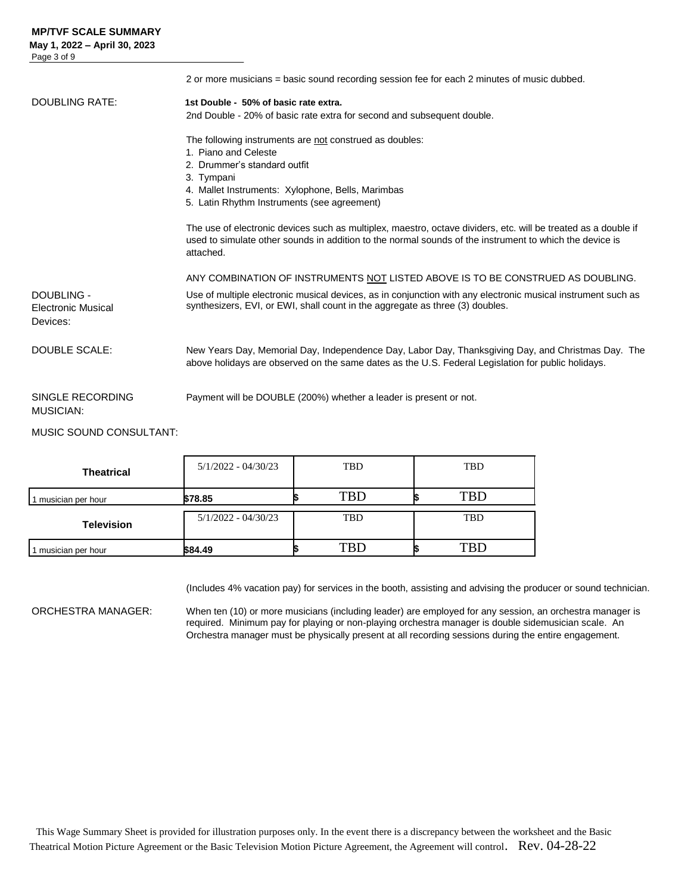2 or more musicians = basic sound recording session fee for each 2 minutes of music dubbed.

DOUBLING RATE:

**1st Double - 50% of basic rate extra.**

2nd Double - 20% of basic rate extra for second and subsequent double.

The following instruments are not construed as doubles:

1. Piano and Celeste
2. Drummer's standard outfit
3. Tympani
4. Mallet Instruments: Xylophone, Bells, Marimbas
5. Latin Rhythm Instruments (see agreement)

The use of electronic devices such as multiplex, maestro, octave dividers, etc. will be treated as a double if used to simulate other sounds in addition to the normal sounds of the instrument to which the device is attached.

ANY COMBINATION OF INSTRUMENTS NOT LISTED ABOVE IS TO BE CONSTRUED AS DOUBLING.

DOUBLING - Electronic Musical Devices:

Use of multiple electronic musical devices, as in conjunction with any electronic musical instrument such as synthesizers, EVI, or EWI, shall count in the aggregate as three (3) doubles.

DOUBLE SCALE:

New Years Day, Memorial Day, Independence Day, Labor Day, Thanksgiving Day, and Christmas Day. The above holidays are observed on the same dates as the U.S. Federal Legislation for public holidays.

SINGLE RECORDING MUSICIAN:

Payment will be DOUBLE (200%) whether a leader is present or not.

MUSIC SOUND CONSULTANT:

| **Theatrical** | 5/1/2022 - 04/30/23 | TBD | TBD |
|---|---|---|---|
| 1 musician per hour | **$78.85** | $ TBD | $ TBD |
| **Television** | 5/1/2022 - 04/30/23 | TBD | TBD |
| 1 musician per hour | **$84.49** | $ TBD | $ TBD |

(Includes 4% vacation pay) for services in the booth, assisting and advising the producer or sound technician.

ORCHESTRA MANAGER:

When ten (10) or more musicians (including leader) are employed for any session, an orchestra manager is required. Minimum pay for playing or non-playing orchestra manager is double sidemusician scale. An Orchestra manager must be physically present at all recording sessions during the entire engagement.

This Wage Summary Sheet is provided for illustration purposes only. In the event there is a discrepancy between the worksheet and the Basic Theatrical Motion Picture Agreement or the Basic Television Motion Picture Agreement, the Agreement will control. Rev. 04-28-22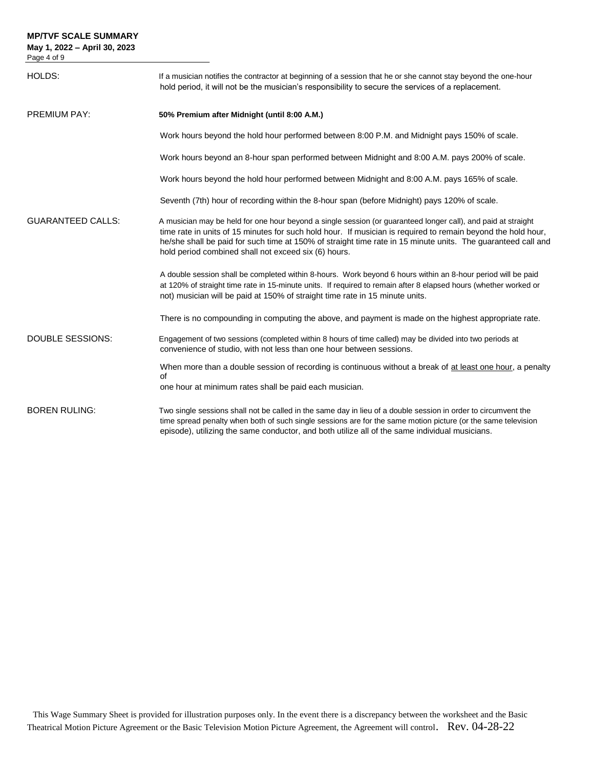**HOLDS:**

If a musician notifies the contractor at beginning of a session that he or she cannot stay beyond the one-hour hold period, it will not be the musician's responsibility to secure the services of a replacement.

**PREMIUM PAY:**

**50% Premium after Midnight (until 8:00 A.M.)**

Work hours beyond the hold hour performed between 8:00 P.M. and Midnight pays 150% of scale.

Work hours beyond an 8-hour span performed between Midnight and 8:00 A.M. pays 200% of scale.

Work hours beyond the hold hour performed between Midnight and 8:00 A.M. pays 165% of scale.

Seventh (7th) hour of recording within the 8-hour span (before Midnight) pays 120% of scale.

**GUARANTEED CALLS:**

A musician may be held for one hour beyond a single session (or guaranteed longer call), and paid at straight time rate in units of 15 minutes for such hold hour. If musician is required to remain beyond the hold hour, he/she shall be paid for such time at 150% of straight time rate in 15 minute units. The guaranteed call and hold period combined shall not exceed six (6) hours.

A double session shall be completed within 8-hours. Work beyond 6 hours within an 8-hour period will be paid at 120% of straight time rate in 15-minute units. If required to remain after 8 elapsed hours (whether worked or not) musician will be paid at 150% of straight time rate in 15 minute units.

There is no compounding in computing the above, and payment is made on the highest appropriate rate.

**DOUBLE SESSIONS:**

Engagement of two sessions (completed within 8 hours of time called) may be divided into two periods at convenience of studio, with not less than one hour between sessions.

When more than a double session of recording is continuous without a break of at least one hour, a penalty of one hour at minimum rates shall be paid each musician.

**BOREN RULING:**

Two single sessions shall not be called in the same day in lieu of a double session in order to circumvent the time spread penalty when both of such single sessions are for the same motion picture (or the same television episode), utilizing the same conductor, and both utilize all of the same individual musicians.

This Wage Summary Sheet is provided for illustration purposes only. In the event there is a discrepancy between the worksheet and the Basic Theatrical Motion Picture Agreement or the Basic Television Motion Picture Agreement, the Agreement will control. Rev. 04-28-22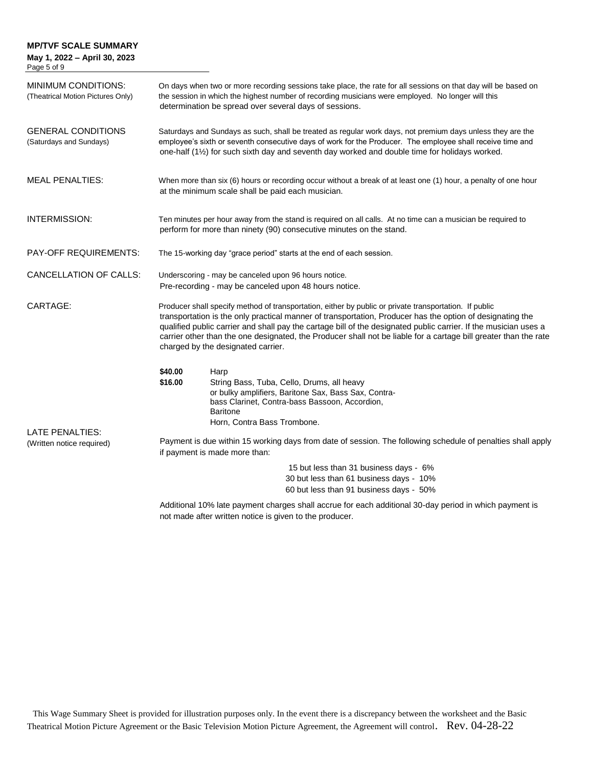**MP/TVF SCALE SUMMARY**

**May 1, 2022 – April 30, 2023**

**MINIMUM CONDITIONS:** (Theatrical Motion Pictures Only)

On days when two or more recording sessions take place, the rate for all sessions on that day will be based on the session in which the highest number of recording musicians were employed. No longer will this determination be spread over several days of sessions.

**GENERAL CONDITIONS** (Saturdays and Sundays)

Saturdays and Sundays as such, shall be treated as regular work days, not premium days unless they are the employee's sixth or seventh consecutive days of work for the Producer. The employee shall receive time and one-half (1½) for such sixth day and seventh day worked and double time for holidays worked.

**MEAL PENALTIES:**

When more than six (6) hours or recording occur without a break of at least one (1) hour, a penalty of one hour at the minimum scale shall be paid each musician.

**INTERMISSION:**

Ten minutes per hour away from the stand is required on all calls. At no time can a musician be required to perform for more than ninety (90) consecutive minutes on the stand.

**PAY-OFF REQUIREMENTS:**

The 15-working day "grace period" starts at the end of each session.

**CANCELLATION OF CALLS:**

Underscoring - may be canceled upon 96 hours notice.
Pre-recording - may be canceled upon 48 hours notice.

**CARTAGE:**

Producer shall specify method of transportation, either by public or private transportation. If public transportation is the only practical manner of transportation, Producer has the option of designating the qualified public carrier and shall pay the cartage bill of the designated public carrier. If the musician uses a carrier other than the one designated, the Producer shall not be liable for a cartage bill greater than the rate charged by the designated carrier.

| | |
|---|---|
| **$40.00** | Harp |
| **$16.00** | String Bass, Tuba, Cello, Drums, all heavy or bulky amplifiers, Baritone Sax, Bass Sax, Contra-bass Clarinet, Contra-bass Bassoon, Accordion, Baritone Horn, Contra Bass Trombone. |

**LATE PENALTIES:** (Written notice required)

Payment is due within 15 working days from date of session. The following schedule of penalties shall apply if payment is made more than:

15 but less than 31 business days - 6%
30 but less than 61 business days - 10%
60 but less than 91 business days - 50%

Additional 10% late payment charges shall accrue for each additional 30-day period in which payment is not made after written notice is given to the producer.

This Wage Summary Sheet is provided for illustration purposes only. In the event there is a discrepancy between the worksheet and the Basic Theatrical Motion Picture Agreement or the Basic Television Motion Picture Agreement, the Agreement will control. Rev. 04-28-22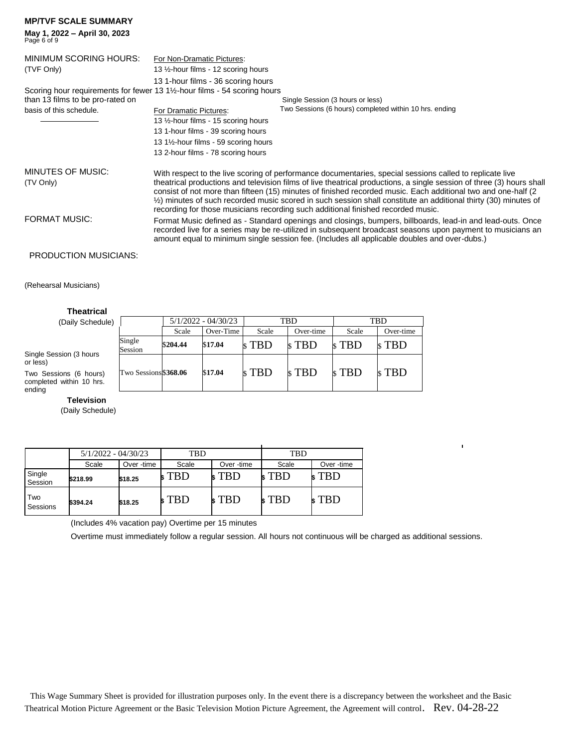**MP/TVF SCALE SUMMARY**

**May 1, 2022 – April 30, 2023**

MINIMUM SCORING HOURS: (TVF Only)

For Non-Dramatic Pictures:

13 ½-hour films - 12 scoring hours

13 1-hour films - 36 scoring hours

13 1½-hour films - 54 scoring hours

Scoring hour requirements for fewer than 13 films to be pro-rated on basis of this schedule.

For Dramatic Pictures:

13 ½-hour films - 15 scoring hours

13 1-hour films - 39 scoring hours

13 1½-hour films - 59 scoring hours

13 2-hour films - 78 scoring hours

MINUTES OF MUSIC: (TV Only)

With respect to the live scoring of performance documentaries, special sessions called to replicate live theatrical productions and television films of live theatrical productions, a single session of three (3) hours shall consist of not more than fifteen (15) minutes of finished recorded music. Each additional two and one-half (2 ½) minutes of such recorded music scored in such session shall constitute an additional thirty (30) minutes of recording for those musicians recording such additional finished recorded music.

FORMAT MUSIC:

Format Music defined as - Standard openings and closings, bumpers, billboards, lead-in and lead-outs. Once recorded live for a series may be re-utilized in subsequent broadcast seasons upon payment to musicians an amount equal to minimum single session fee. (Includes all applicable doubles and over-dubs.)

PRODUCTION MUSICIANS:

(Rehearsal Musicians)

Single Session (3 hours or less)

Two Sessions (6 hours) completed within 10 hrs. ending

**Theatrical**

(Daily Schedule)

| | 5/1/2022 - 04/30/23 | | TBD | | TBD | |
|---|---|---|---|---|---|---|
| | Scale | Over-Time | Scale | Over-time | Scale | Over-time |
| Single Session | $204.44 | $17.04 | $ TBD | $ TBD | $ TBD | $ TBD |
| Two Sessions | $368.06 | $17.04 | $ TBD | $ TBD | $ TBD | $ TBD |

**Television**

(Daily Schedule)

| | 5/1/2022 - 04/30/23 | | TBD | | TBD | |
|---|---|---|---|---|---|---|
| | Scale | Over -time | Scale | Over -time | Scale | Over -time |
| Single Session | $218.99 | $18.25 | $ TBD | $ TBD | $ TBD | $ TBD |
| Two Sessions | $394.24 | $18.25 | $ TBD | $ TBD | $ TBD | $ TBD |

(Includes 4% vacation pay) Overtime per 15 minutes

Overtime must immediately follow a regular session. All hours not continuous will be charged as additional sessions.

This Wage Summary Sheet is provided for illustration purposes only. In the event there is a discrepancy between the worksheet and the Basic Theatrical Motion Picture Agreement or the Basic Television Motion Picture Agreement, the Agreement will control. Rev. 04-28-22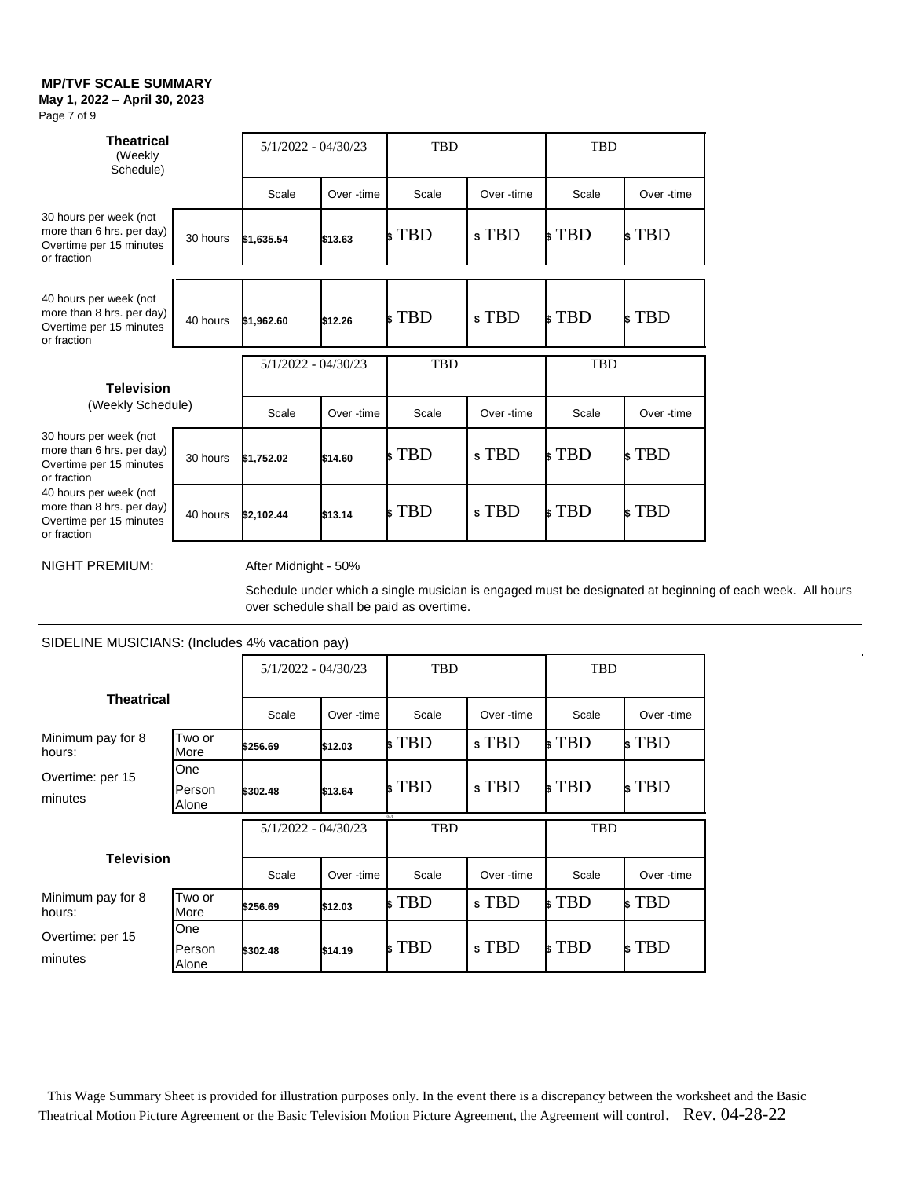**MP/TVF SCALE SUMMARY**
**May 1, 2022 – April 30, 2023**

| **Theatrical** (Weekly Schedule) | | 5/1/2022 - 04/30/23 | | TBD | | TBD | |
|---|---|---|---|---|---|---|---|
| | | Scale | Over -time | Scale | Over -time | Scale | Over -time |
| 30 hours per week (not more than 6 hrs. per day) Overtime per 15 minutes or fraction | 30 hours | $1,635.54 | $13.63 | $ TBD | $ TBD | $ TBD | $ TBD |
| 40 hours per week (not more than 8 hrs. per day) Overtime per 15 minutes or fraction | 40 hours | $1,962.60 | $12.26 | $ TBD | $ TBD | $ TBD | $ TBD |

| **Television** (Weekly Schedule) | | 5/1/2022 - 04/30/23 | | TBD | | TBD | |
|---|---|---|---|---|---|---|---|
| | | Scale | Over -time | Scale | Over -time | Scale | Over -time |
| 30 hours per week (not more than 6 hrs. per day) Overtime per 15 minutes or fraction | 30 hours | $1,752.02 | $14.60 | $ TBD | $ TBD | $ TBD | $ TBD |
| 40 hours per week (not more than 8 hrs. per day) Overtime per 15 minutes or fraction | 40 hours | $2,102.44 | $13.14 | $ TBD | $ TBD | $ TBD | $ TBD |

NIGHT PREMIUM: After Midnight - 50%

Schedule under which a single musician is engaged must be designated at beginning of each week. All hours over schedule shall be paid as overtime.

SIDELINE MUSICIANS: (Includes 4% vacation pay)

| **Theatrical** | | 5/1/2022 - 04/30/23 | | TBD | | TBD | |
|---|---|---|---|---|---|---|---|
| | | Scale | Over -time | Scale | Over -time | Scale | Over -time |
| Minimum pay for 8 hours: | Two or More | $256.69 | $12.03 | $ TBD | $ TBD | $ TBD | $ TBD |
| Overtime: per 15 minutes | One Person Alone | $302.48 | $13.64 | $ TBD | $ TBD | $ TBD | $ TBD |

| **Television** | | 5/1/2022 - 04/30/23 | | TBD | | TBD | |
|---|---|---|---|---|---|---|---|
| | | Scale | Over -time | Scale | Over -time | Scale | Over -time |
| Minimum pay for 8 hours: | Two or More | $256.69 | $12.03 | $ TBD | $ TBD | $ TBD | $ TBD |
| Overtime: per 15 minutes | One Person Alone | $302.48 | $14.19 | $ TBD | $ TBD | $ TBD | $ TBD |

This Wage Summary Sheet is provided for illustration purposes only. In the event there is a discrepancy between the worksheet and the Basic Theatrical Motion Picture Agreement or the Basic Television Motion Picture Agreement, the Agreement will control. Rev. 04-28-22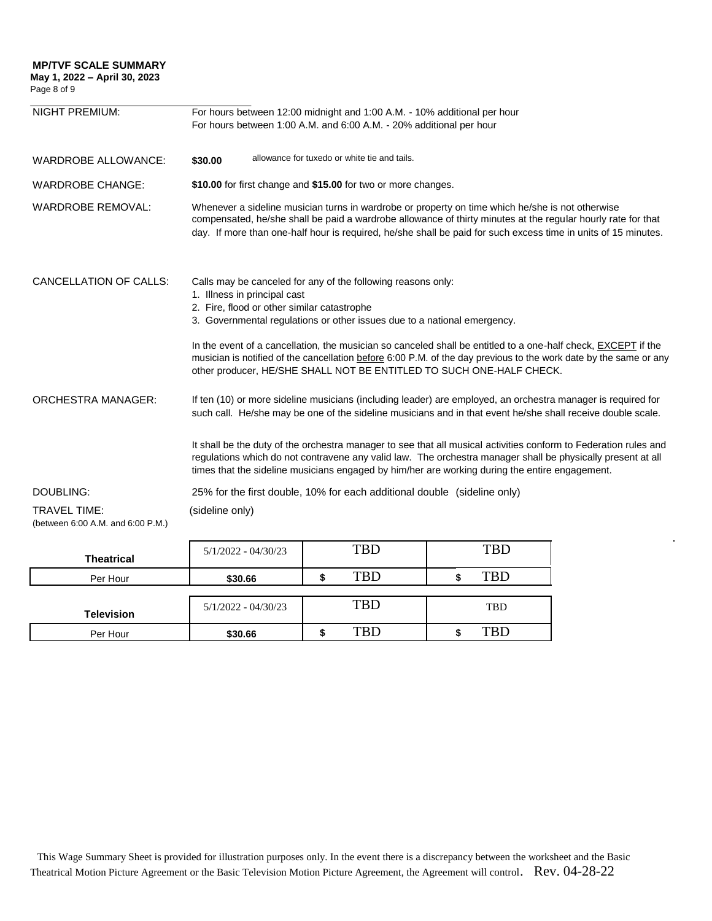NIGHT PREMIUM: For hours between 12:00 midnight and 1:00 A.M. - 10% additional per hour
For hours between 1:00 A.M. and 6:00 A.M. - 20% additional per hour

WARDROBE ALLOWANCE: **$30.00** allowance for tuxedo or white tie and tails.

WARDROBE CHANGE: **$10.00** for first change and **$15.00** for two or more changes.

WARDROBE REMOVAL: Whenever a sideline musician turns in wardrobe or property on time which he/she is not otherwise compensated, he/she shall be paid a wardrobe allowance of thirty minutes at the regular hourly rate for that day. If more than one-half hour is required, he/she shall be paid for such excess time in units of 15 minutes.

CANCELLATION OF CALLS: Calls may be canceled for any of the following reasons only:

1. Illness in principal cast
2. Fire, flood or other similar catastrophe
3. Governmental regulations or other issues due to a national emergency.

In the event of a cancellation, the musician so canceled shall be entitled to a one-half check, EXCEPT if the musician is notified of the cancellation before 6:00 P.M. of the day previous to the work date by the same or any other producer, HE/SHE SHALL NOT BE ENTITLED TO SUCH ONE-HALF CHECK.

ORCHESTRA MANAGER: If ten (10) or more sideline musicians (including leader) are employed, an orchestra manager is required for such call. He/she may be one of the sideline musicians and in that event he/she shall receive double scale.

It shall be the duty of the orchestra manager to see that all musical activities conform to Federation rules and regulations which do not contravene any valid law. The orchestra manager shall be physically present at all times that the sideline musicians engaged by him/her are working during the entire engagement.

DOUBLING: 25% for the first double, 10% for each additional double (sideline only)

TRAVEL TIME: (sideline only)
(between 6:00 A.M. and 6:00 P.M.)

| **Theatrical** | 5/1/2022 - 04/30/23 | TBD | TBD |
|---|---|---|---|
| Per Hour | **$30.66** | $ TBD | $ TBD |

| **Television** | 5/1/2022 - 04/30/23 | TBD | TBD |
|---|---|---|---|
| Per Hour | **$30.66** | $ TBD | $ TBD |

This Wage Summary Sheet is provided for illustration purposes only. In the event there is a discrepancy between the worksheet and the Basic Theatrical Motion Picture Agreement or the Basic Television Motion Picture Agreement, the Agreement will control. Rev. 04-28-22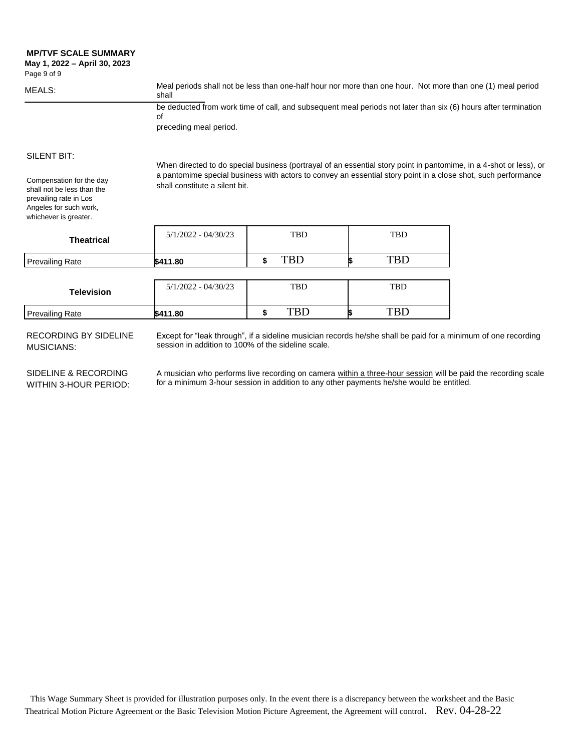**MP/TVF SCALE SUMMARY**
**May 1, 2022 – April 30, 2023**

MEALS:

Meal periods shall not be less than one-half hour nor more than one hour. Not more than one (1) meal period shall be deducted from work time of call, and subsequent meal periods not later than six (6) hours after termination of preceding meal period.

SILENT BIT:

When directed to do special business (portrayal of an essential story point in pantomime, in a 4-shot or less), or a pantomime special business with actors to convey an essential story point in a close shot, such performance shall constitute a silent bit.

Compensation for the day shall not be less than the prevailing rate in Los Angeles for such work, whichever is greater.

| **Theatrical** | 5/1/2022 - 04/30/23 | TBD | TBD |
|---|---|---|---|
| Prevailing Rate | **$411.80** | $ TBD | $ TBD |

| **Television** | 5/1/2022 - 04/30/23 | TBD | TBD |
|---|---|---|---|
| Prevailing Rate | **$411.80** | $ TBD | $ TBD |

RECORDING BY SIDELINE MUSICIANS:

Except for "leak through", if a sideline musician records he/she shall be paid for a minimum of one recording session in addition to 100% of the sideline scale.

SIDELINE & RECORDING WITHIN 3-HOUR PERIOD:

A musician who performs live recording on camera <u>within a three-hour session</u> will be paid the recording scale for a minimum 3-hour session in addition to any other payments he/she would be entitled.

This Wage Summary Sheet is provided for illustration purposes only. In the event there is a discrepancy between the worksheet and the Basic Theatrical Motion Picture Agreement or the Basic Television Motion Picture Agreement, the Agreement will control. Rev. 04-28-22